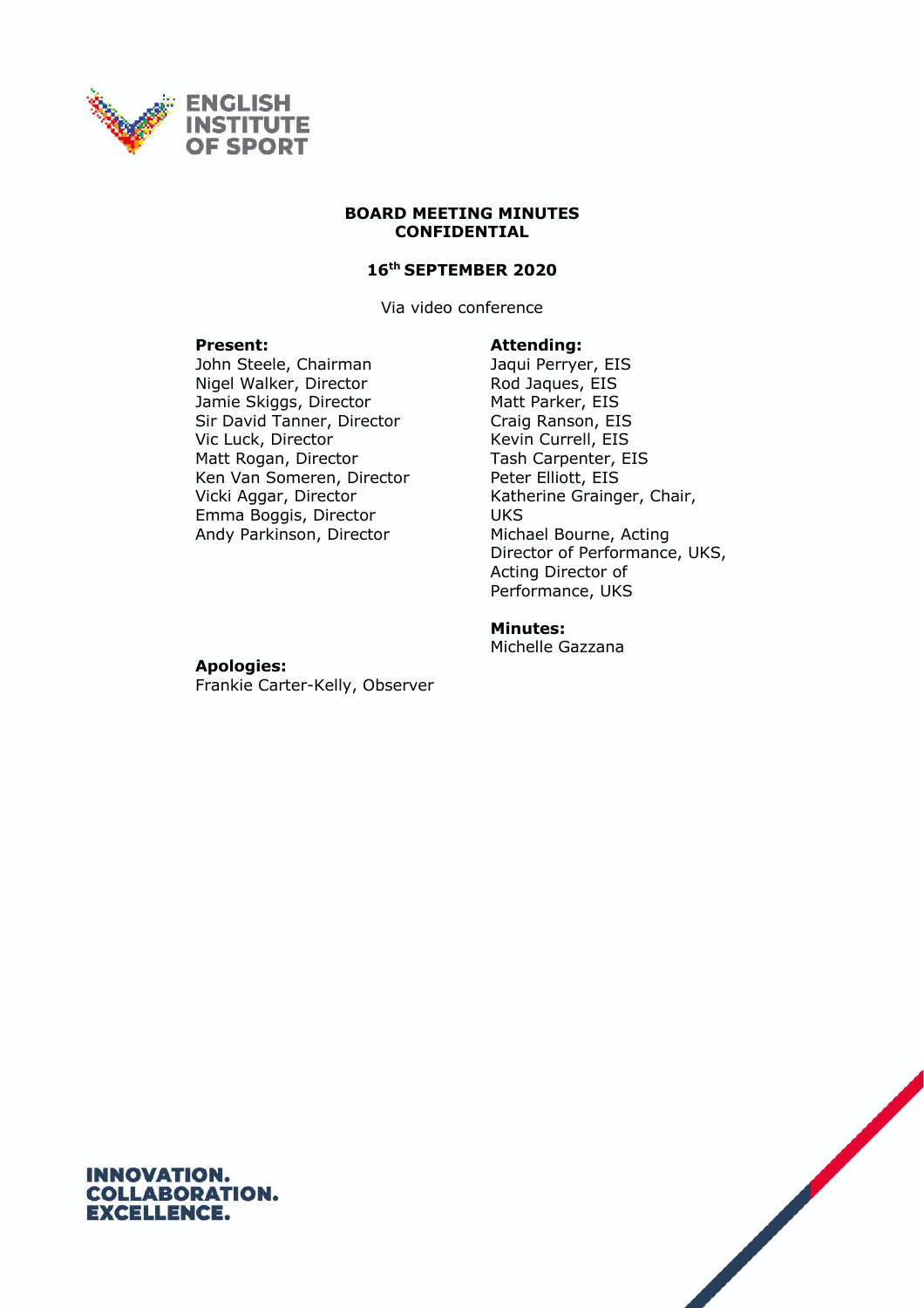ENGLISH INSTITUTE OF SPORT

**BOARD MEETING MINUTES**
**CONFIDENTIAL**

**16th SEPTEMBER 2020**

Via video conference

**Present:**
John Steele, Chairman
Nigel Walker, Director
Jamie Skiggs, Director
Sir David Tanner, Director
Vic Luck, Director
Matt Rogan, Director
Ken Van Someren, Director
Vicki Aggar, Director
Emma Boggis, Director
Andy Parkinson, Director

**Attending:**
Jaqui Perryer, EIS
Rod Jaques, EIS
Matt Parker, EIS
Craig Ranson, EIS
Kevin Currell, EIS
Tash Carpenter, EIS
Peter Elliott, EIS
Katherine Grainger, Chair, UKS
Michael Bourne, Acting Director of Performance, UKS, Acting Director of Performance, UKS

**Minutes:**
Michelle Gazzana

**Apologies:**
Frankie Carter-Kelly, Observer

INNOVATION.
COLLABORATION.
EXCELLENCE.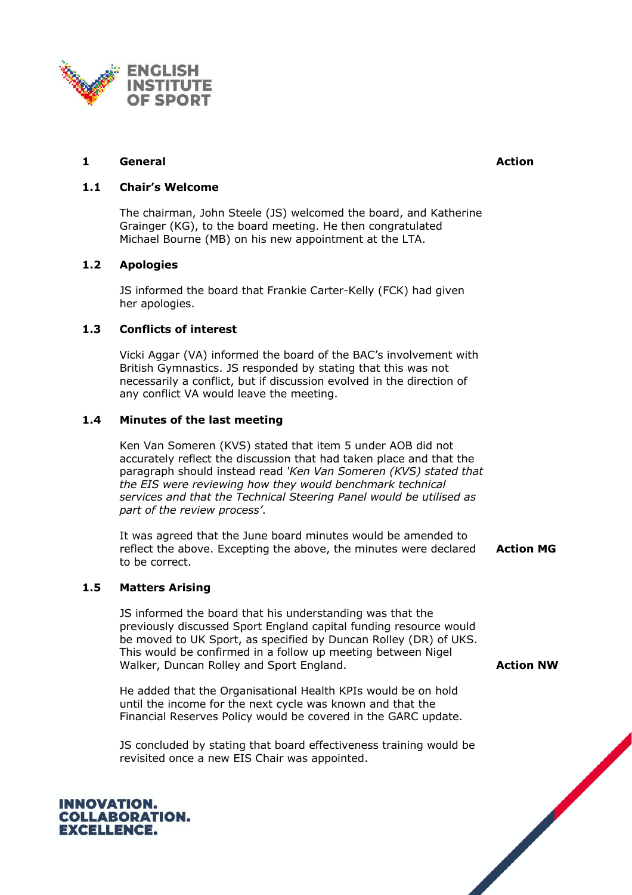## 1 General

**Action**

### 1.1 Chair's Welcome

The chairman, John Steele (JS) welcomed the board, and Katherine Grainger (KG), to the board meeting. He then congratulated Michael Bourne (MB) on his new appointment at the LTA.

### 1.2 Apologies

JS informed the board that Frankie Carter-Kelly (FCK) had given her apologies.

### 1.3 Conflicts of interest

Vicki Aggar (VA) informed the board of the BAC's involvement with British Gymnastics. JS responded by stating that this was not necessarily a conflict, but if discussion evolved in the direction of any conflict VA would leave the meeting.

### 1.4 Minutes of the last meeting

Ken Van Someren (KVS) stated that item 5 under AOB did not accurately reflect the discussion that had taken place and that the paragraph should instead read *'Ken Van Someren (KVS) stated that the EIS were reviewing how they would benchmark technical services and that the Technical Steering Panel would be utilised as part of the review process'*.

It was agreed that the June board minutes would be amended to reflect the above. Excepting the above, the minutes were declared to be correct. **Action MG**

### 1.5 Matters Arising

JS informed the board that his understanding was that the previously discussed Sport England capital funding resource would be moved to UK Sport, as specified by Duncan Rolley (DR) of UKS. This would be confirmed in a follow up meeting between Nigel Walker, Duncan Rolley and Sport England. **Action NW**

He added that the Organisational Health KPIs would be on hold until the income for the next cycle was known and that the Financial Reserves Policy would be covered in the GARC update.

JS concluded by stating that board effectiveness training would be revisited once a new EIS Chair was appointed.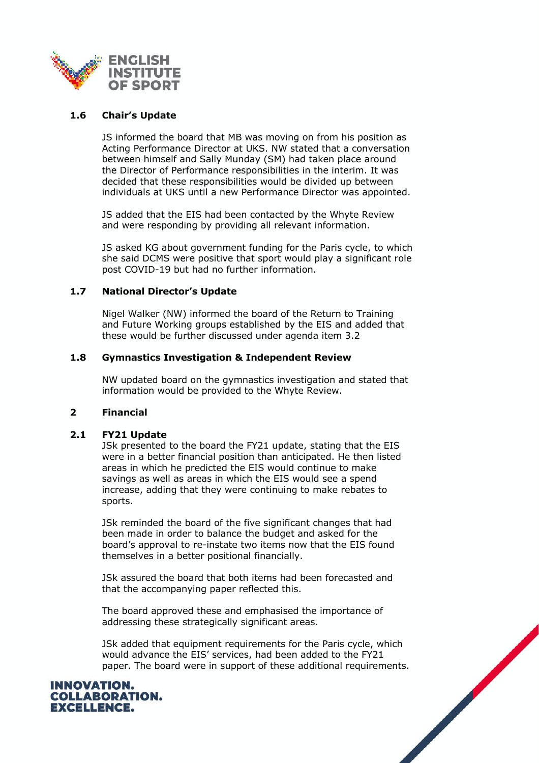### 1.6 Chair's Update

JS informed the board that MB was moving on from his position as Acting Performance Director at UKS. NW stated that a conversation between himself and Sally Munday (SM) had taken place around the Director of Performance responsibilities in the interim. It was decided that these responsibilities would be divided up between individuals at UKS until a new Performance Director was appointed.

JS added that the EIS had been contacted by the Whyte Review and were responding by providing all relevant information.

JS asked KG about government funding for the Paris cycle, to which she said DCMS were positive that sport would play a significant role post COVID-19 but had no further information.

### 1.7 National Director's Update

Nigel Walker (NW) informed the board of the Return to Training and Future Working groups established by the EIS and added that these would be further discussed under agenda item 3.2

### 1.8 Gymnastics Investigation & Independent Review

NW updated board on the gymnastics investigation and stated that information would be provided to the Whyte Review.

## 2 Financial

### 2.1 FY21 Update

JSk presented to the board the FY21 update, stating that the EIS were in a better financial position than anticipated. He then listed areas in which he predicted the EIS would continue to make savings as well as areas in which the EIS would see a spend increase, adding that they were continuing to make rebates to sports.

JSk reminded the board of the five significant changes that had been made in order to balance the budget and asked for the board's approval to re-instate two items now that the EIS found themselves in a better positional financially.

JSk assured the board that both items had been forecasted and that the accompanying paper reflected this.

The board approved these and emphasised the importance of addressing these strategically significant areas.

JSk added that equipment requirements for the Paris cycle, which would advance the EIS' services, had been added to the FY21 paper. The board were in support of these additional requirements.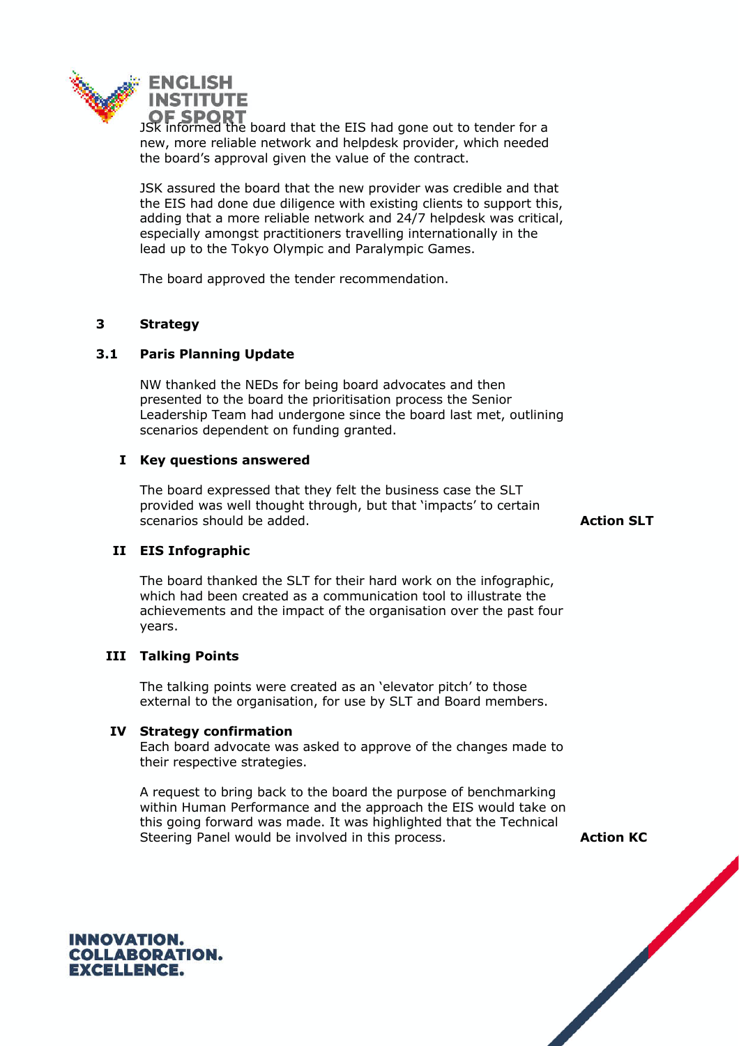JSK informed the board that the EIS had gone out to tender for a new, more reliable network and helpdesk provider, which needed the board's approval given the value of the contract.

JSK assured the board that the new provider was credible and that the EIS had done due diligence with existing clients to support this, adding that a more reliable network and 24/7 helpdesk was critical, especially amongst practitioners travelling internationally in the lead up to the Tokyo Olympic and Paralympic Games.

The board approved the tender recommendation.

## 3 Strategy

### 3.1 Paris Planning Update

NW thanked the NEDs for being board advocates and then presented to the board the prioritisation process the Senior Leadership Team had undergone since the board last met, outlining scenarios dependent on funding granted.

#### I Key questions answered

The board expressed that they felt the business case the SLT provided was well thought through, but that 'impacts' to certain scenarios should be added. **Action SLT**

#### II EIS Infographic

The board thanked the SLT for their hard work on the infographic, which had been created as a communication tool to illustrate the achievements and the impact of the organisation over the past four years.

#### III Talking Points

The talking points were created as an 'elevator pitch' to those external to the organisation, for use by SLT and Board members.

#### IV Strategy confirmation

Each board advocate was asked to approve of the changes made to their respective strategies.

A request to bring back to the board the purpose of benchmarking within Human Performance and the approach the EIS would take on this going forward was made. It was highlighted that the Technical Steering Panel would be involved in this process. **Action KC**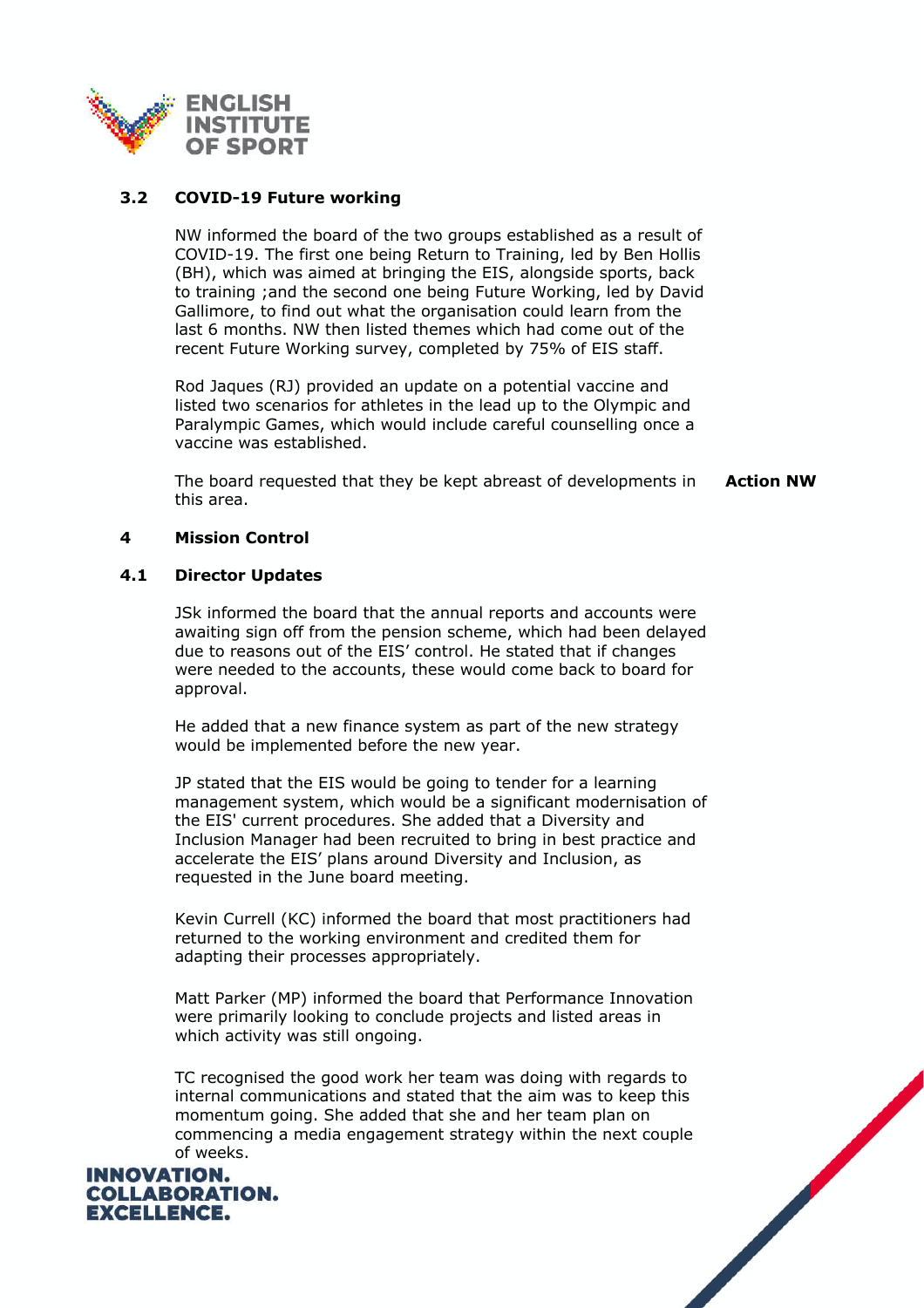### 3.2 COVID-19 Future working

NW informed the board of the two groups established as a result of COVID-19. The first one being Return to Training, led by Ben Hollis (BH), which was aimed at bringing the EIS, alongside sports, back to training ;and the second one being Future Working, led by David Gallimore, to find out what the organisation could learn from the last 6 months. NW then listed themes which had come out of the recent Future Working survey, completed by 75% of EIS staff.

Rod Jaques (RJ) provided an update on a potential vaccine and listed two scenarios for athletes in the lead up to the Olympic and Paralympic Games, which would include careful counselling once a vaccine was established.

The board requested that they be kept abreast of developments in this area. **Action NW**

## 4 Mission Control

### 4.1 Director Updates

JSk informed the board that the annual reports and accounts were awaiting sign off from the pension scheme, which had been delayed due to reasons out of the EIS' control. He stated that if changes were needed to the accounts, these would come back to board for approval.

He added that a new finance system as part of the new strategy would be implemented before the new year.

JP stated that the EIS would be going to tender for a learning management system, which would be a significant modernisation of the EIS' current procedures. She added that a Diversity and Inclusion Manager had been recruited to bring in best practice and accelerate the EIS' plans around Diversity and Inclusion, as requested in the June board meeting.

Kevin Currell (KC) informed the board that most practitioners had returned to the working environment and credited them for adapting their processes appropriately.

Matt Parker (MP) informed the board that Performance Innovation were primarily looking to conclude projects and listed areas in which activity was still ongoing.

TC recognised the good work her team was doing with regards to internal communications and stated that the aim was to keep this momentum going. She added that she and her team plan on commencing a media engagement strategy within the next couple of weeks.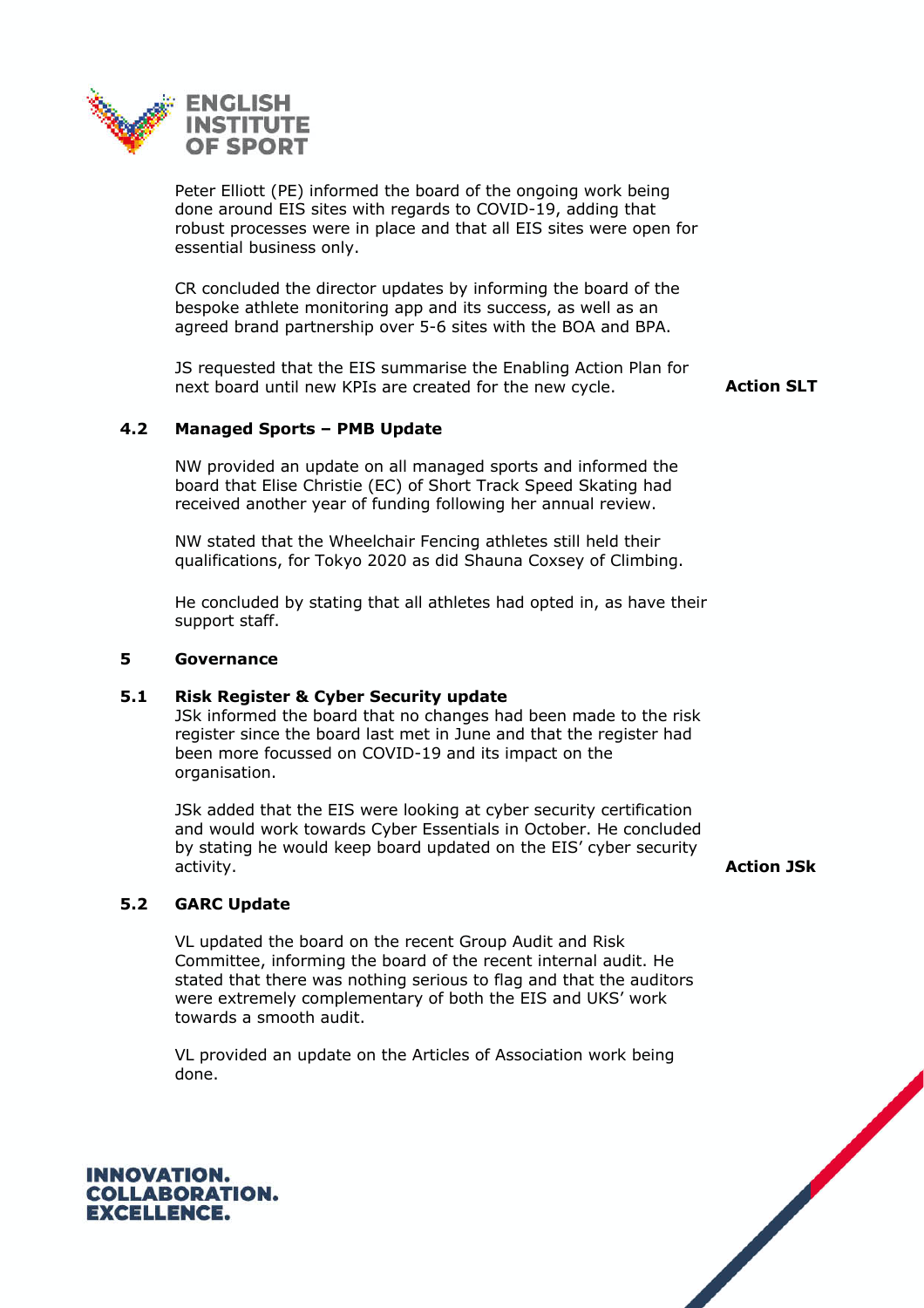Peter Elliott (PE) informed the board of the ongoing work being done around EIS sites with regards to COVID-19, adding that robust processes were in place and that all EIS sites were open for essential business only.

CR concluded the director updates by informing the board of the bespoke athlete monitoring app and its success, as well as an agreed brand partnership over 5-6 sites with the BOA and BPA.

JS requested that the EIS summarise the Enabling Action Plan for next board until new KPIs are created for the new cycle. **Action SLT**

### 4.2 Managed Sports – PMB Update

NW provided an update on all managed sports and informed the board that Elise Christie (EC) of Short Track Speed Skating had received another year of funding following her annual review.

NW stated that the Wheelchair Fencing athletes still held their qualifications, for Tokyo 2020 as did Shauna Coxsey of Climbing.

He concluded by stating that all athletes had opted in, as have their support staff.

## 5 Governance

### 5.1 Risk Register & Cyber Security update

JSk informed the board that no changes had been made to the risk register since the board last met in June and that the register had been more focussed on COVID-19 and its impact on the organisation.

JSk added that the EIS were looking at cyber security certification and would work towards Cyber Essentials in October. He concluded by stating he would keep board updated on the EIS' cyber security activity. **Action JSk**

### 5.2 GARC Update

VL updated the board on the recent Group Audit and Risk Committee, informing the board of the recent internal audit. He stated that there was nothing serious to flag and that the auditors were extremely complementary of both the EIS and UKS' work towards a smooth audit.

VL provided an update on the Articles of Association work being done.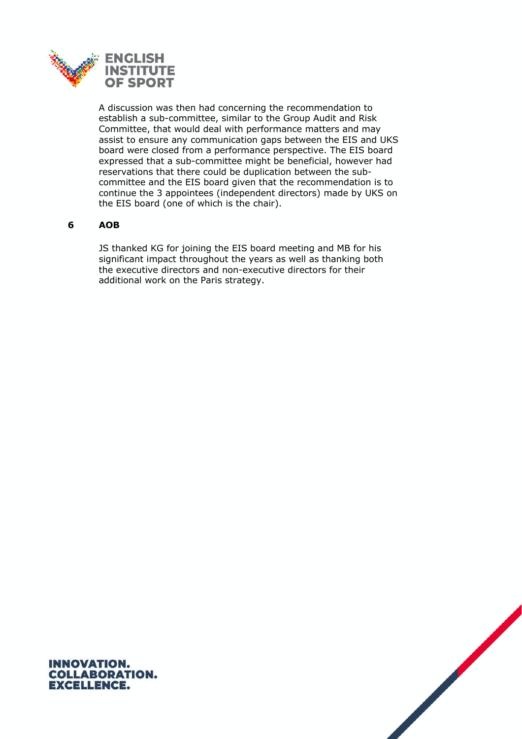A discussion was then had concerning the recommendation to establish a sub-committee, similar to the Group Audit and Risk Committee, that would deal with performance matters and may assist to ensure any communication gaps between the EIS and UKS board were closed from a performance perspective. The EIS board expressed that a sub-committee might be beneficial, however had reservations that there could be duplication between the sub-committee and the EIS board given that the recommendation is to continue the 3 appointees (independent directors) made by UKS on the EIS board (one of which is the chair).

**6 AOB**

JS thanked KG for joining the EIS board meeting and MB for his significant impact throughout the years as well as thanking both the executive directors and non-executive directors for their additional work on the Paris strategy.